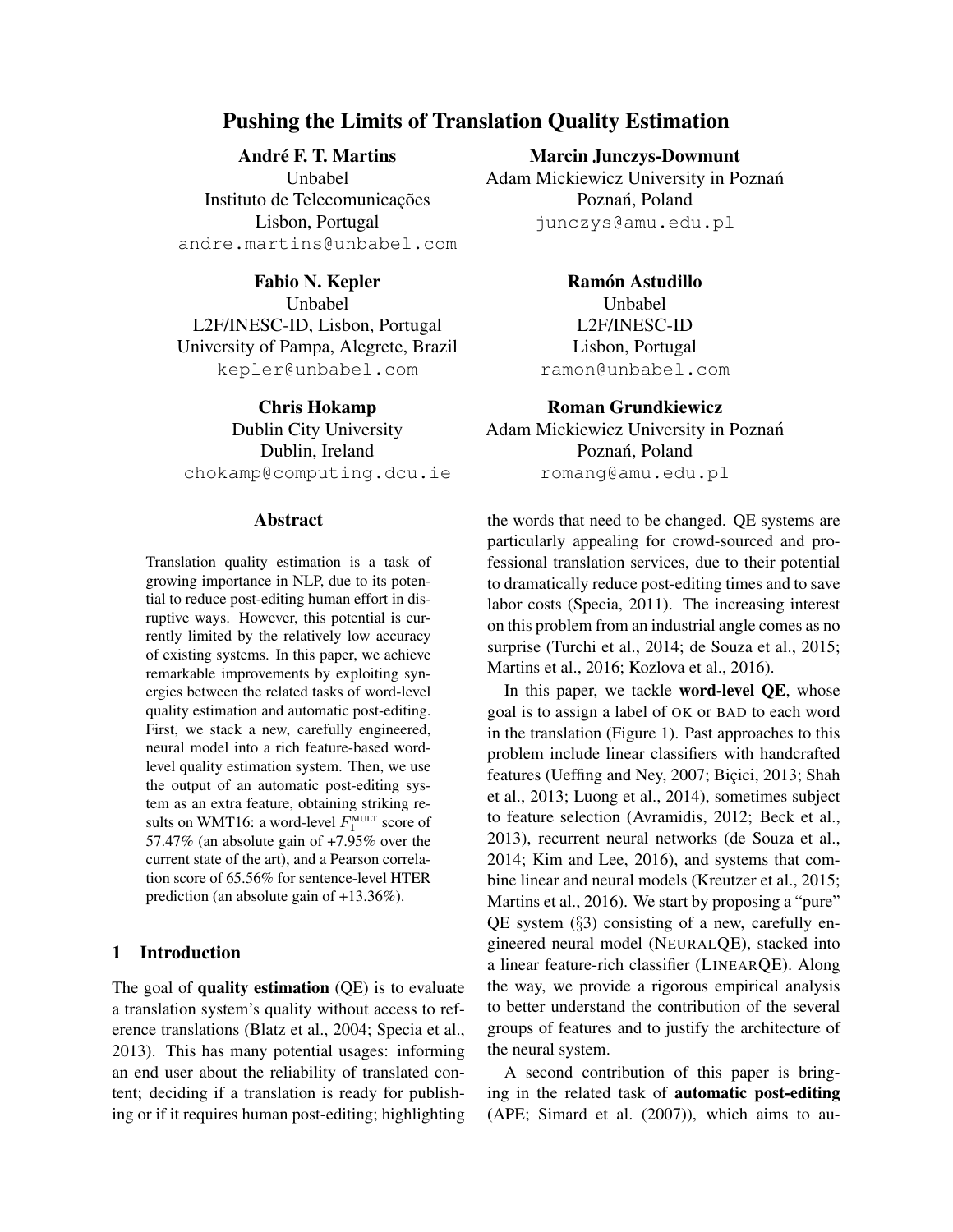# Pushing the Limits of Translation Quality Estimation

**André F. T. Martins**
Unbabel
Instituto de Telecomunicações
Lisbon, Portugal
andre.martins@unbabel.com

**Marcin Junczys-Dowmunt**
Adam Mickiewicz University in Poznań
Poznań, Poland
junczys@amu.edu.pl

**Fabio N. Kepler**
Unbabel
L2F/INESC-ID, Lisbon, Portugal
University of Pampa, Alegrete, Brazil
kepler@unbabel.com

**Ramón Astudillo**
Unbabel
L2F/INESC-ID
Lisbon, Portugal
ramon@unbabel.com

**Chris Hokamp**
Dublin City University
Dublin, Ireland
chokamp@computing.dcu.ie

**Roman Grundkiewicz**
Adam Mickiewicz University in Poznań
Poznań, Poland
romang@amu.edu.pl

## Abstract

Translation quality estimation is a task of growing importance in NLP, due to its potential to reduce post-editing human effort in disruptive ways. However, this potential is currently limited by the relatively low accuracy of existing systems. In this paper, we achieve remarkable improvements by exploiting synergies between the related tasks of word-level quality estimation and automatic post-editing. First, we stack a new, carefully engineered, neural model into a rich feature-based word-level quality estimation system. Then, we use the output of an automatic post-editing system as an extra feature, obtaining striking results on WMT16: a word-level $F_1^{\text{MULT}}$ score of 57.47% (an absolute gain of +7.95% over the current state of the art), and a Pearson correlation score of 65.56% for sentence-level HTER prediction (an absolute gain of +13.36%).

## 1 Introduction

The goal of **quality estimation** (QE) is to evaluate a translation system's quality without access to reference translations (Blatz et al., 2004; Specia et al., 2013). This has many potential usages: informing an end user about the reliability of translated content; deciding if a translation is ready for publishing or if it requires human post-editing; highlighting the words that need to be changed. QE systems are particularly appealing for crowd-sourced and professional translation services, due to their potential to dramatically reduce post-editing times and to save labor costs (Specia, 2011). The increasing interest on this problem from an industrial angle comes as no surprise (Turchi et al., 2014; de Souza et al., 2015; Martins et al., 2016; Kozlova et al., 2016).

In this paper, we tackle **word-level QE**, whose goal is to assign a label of OK or BAD to each word in the translation (Figure 1). Past approaches to this problem include linear classifiers with handcrafted features (Ueffing and Ney, 2007; Biçici, 2013; Shah et al., 2013; Luong et al., 2014), sometimes subject to feature selection (Avramidis, 2012; Beck et al., 2013), recurrent neural networks (de Souza et al., 2014; Kim and Lee, 2016), and systems that combine linear and neural models (Kreutzer et al., 2015; Martins et al., 2016). We start by proposing a "pure" QE system (§3) consisting of a new, carefully engineered neural model (NEURALQE), stacked into a linear feature-rich classifier (LINEARQE). Along the way, we provide a rigorous empirical analysis to better understand the contribution of the several groups of features and to justify the architecture of the neural system.

A second contribution of this paper is bringing in the related task of **automatic post-editing** (APE; Simard et al. (2007)), which aims to au-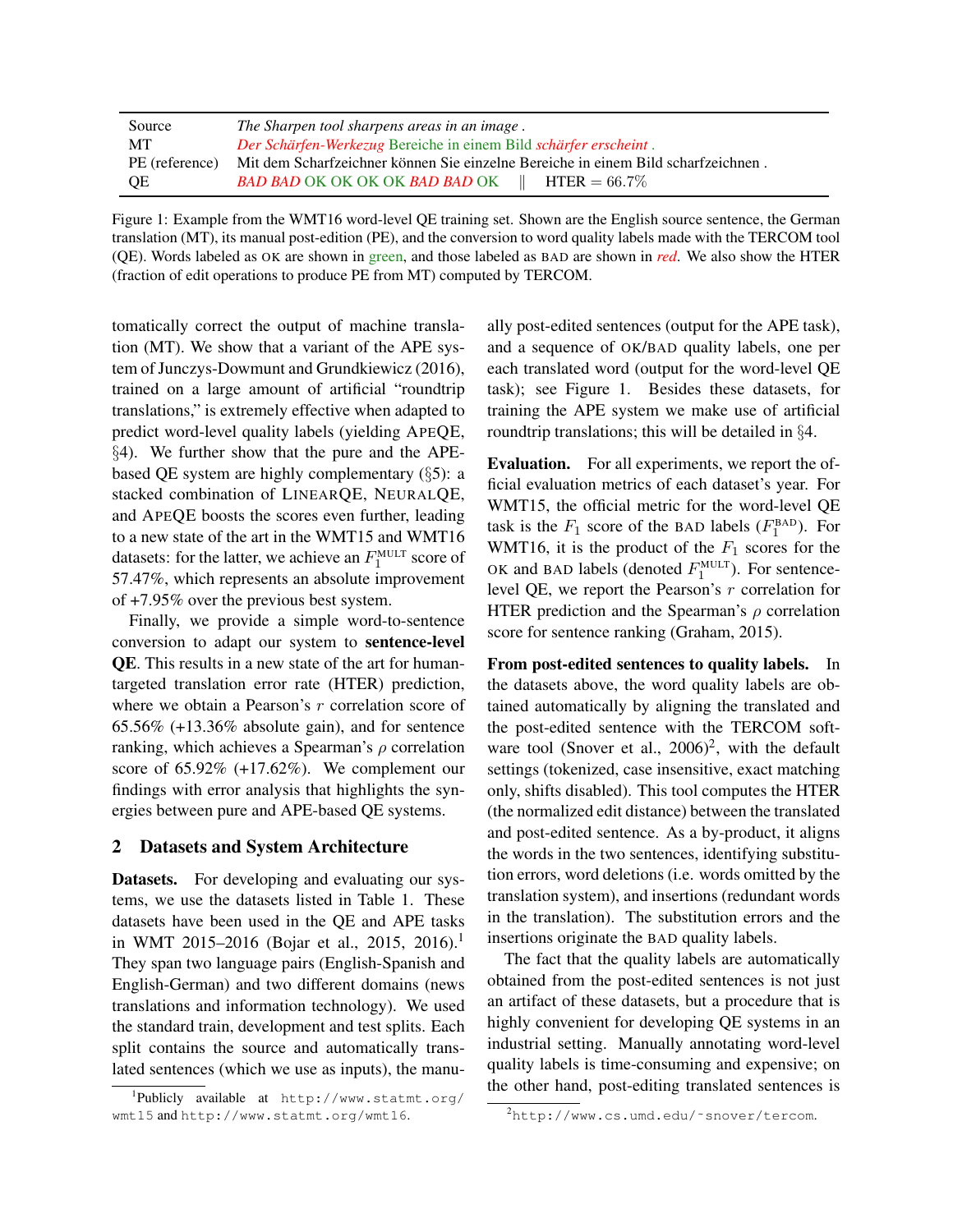| Source | *The Sharpen tool sharpens areas in an image .* |
| --- | --- |
| MT | *Der Schärfen-Werkezug* Bereiche in einem Bild *schärfer erscheint .* |
| PE (reference) | Mit dem Scharfzeichner können Sie einzelne Bereiche in einem Bild scharfzeichnen . |
| QE | *BAD BAD* OK OK OK OK *BAD BAD* OK ‖ HTER = 66.7% |

Figure 1: Example from the WMT16 word-level QE training set. Shown are the English source sentence, the German translation (MT), its manual post-edition (PE), and the conversion to word quality labels made with the TERCOM tool (QE). Words labeled as OK are shown in green, and those labeled as BAD are shown in *red*. We also show the HTER (fraction of edit operations to produce PE from MT) computed by TERCOM.

tomatically correct the output of machine translation (MT). We show that a variant of the APE system of Junczys-Dowmunt and Grundkiewicz (2016), trained on a large amount of artificial "roundtrip translations," is extremely effective when adapted to predict word-level quality labels (yielding APEQE, §4). We further show that the pure and the APE-based QE system are highly complementary (§5): a stacked combination of LINEARQE, NEURALQE, and APEQE boosts the scores even further, leading to a new state of the art in the WMT15 and WMT16 datasets: for the latter, we achieve an $F_1^{\text{MULT}}$ score of 57.47%, which represents an absolute improvement of +7.95% over the previous best system.

Finally, we provide a simple word-to-sentence conversion to adapt our system to **sentence-level QE**. This results in a new state of the art for human-targeted translation error rate (HTER) prediction, where we obtain a Pearson's $r$ correlation score of 65.56% (+13.36% absolute gain), and for sentence ranking, which achieves a Spearman's $\rho$ correlation score of 65.92% (+17.62%). We complement our findings with error analysis that highlights the synergies between pure and APE-based QE systems.

## 2 Datasets and System Architecture

**Datasets.** For developing and evaluating our systems, we use the datasets listed in Table 1. These datasets have been used in the QE and APE tasks in WMT 2015–2016 (Bojar et al., 2015, 2016).[1] They span two language pairs (English-Spanish and English-German) and two different domains (news translations and information technology). We used the standard train, development and test splits. Each split contains the source and automatically translated sentences (which we use as inputs), the manually post-edited sentences (output for the APE task), and a sequence of OK/BAD quality labels, one per each translated word (output for the word-level QE task); see Figure 1. Besides these datasets, for training the APE system we make use of artificial roundtrip translations; this will be detailed in §4.

**Evaluation.** For all experiments, we report the official evaluation metrics of each dataset's year. For WMT15, the official metric for the word-level QE task is the $F_1$ score of the BAD labels ($F_1^{\text{BAD}}$). For WMT16, it is the product of the $F_1$ scores for the OK and BAD labels (denoted $F_1^{\text{MULT}}$). For sentence-level QE, we report the Pearson's $r$ correlation for HTER prediction and the Spearman's $\rho$ correlation score for sentence ranking (Graham, 2015).

**From post-edited sentences to quality labels.** In the datasets above, the word quality labels are obtained automatically by aligning the translated and the post-edited sentence with the TERCOM software tool (Snover et al., 2006)[2], with the default settings (tokenized, case insensitive, exact matching only, shifts disabled). This tool computes the HTER (the normalized edit distance) between the translated and post-edited sentence. As a by-product, it aligns the words in the two sentences, identifying substitution errors, word deletions (i.e. words omitted by the translation system), and insertions (redundant words in the translation). The substitution errors and the insertions originate the BAD quality labels.

The fact that the quality labels are automatically obtained from the post-edited sentences is not just an artifact of these datasets, but a procedure that is highly convenient for developing QE systems in an industrial setting. Manually annotating word-level quality labels is time-consuming and expensive; on the other hand, post-editing translated sentences is

[1] Publicly available at http://www.statmt.org/wmt15 and http://www.statmt.org/wmt16.

[2] http://www.cs.umd.edu/~snover/tercom.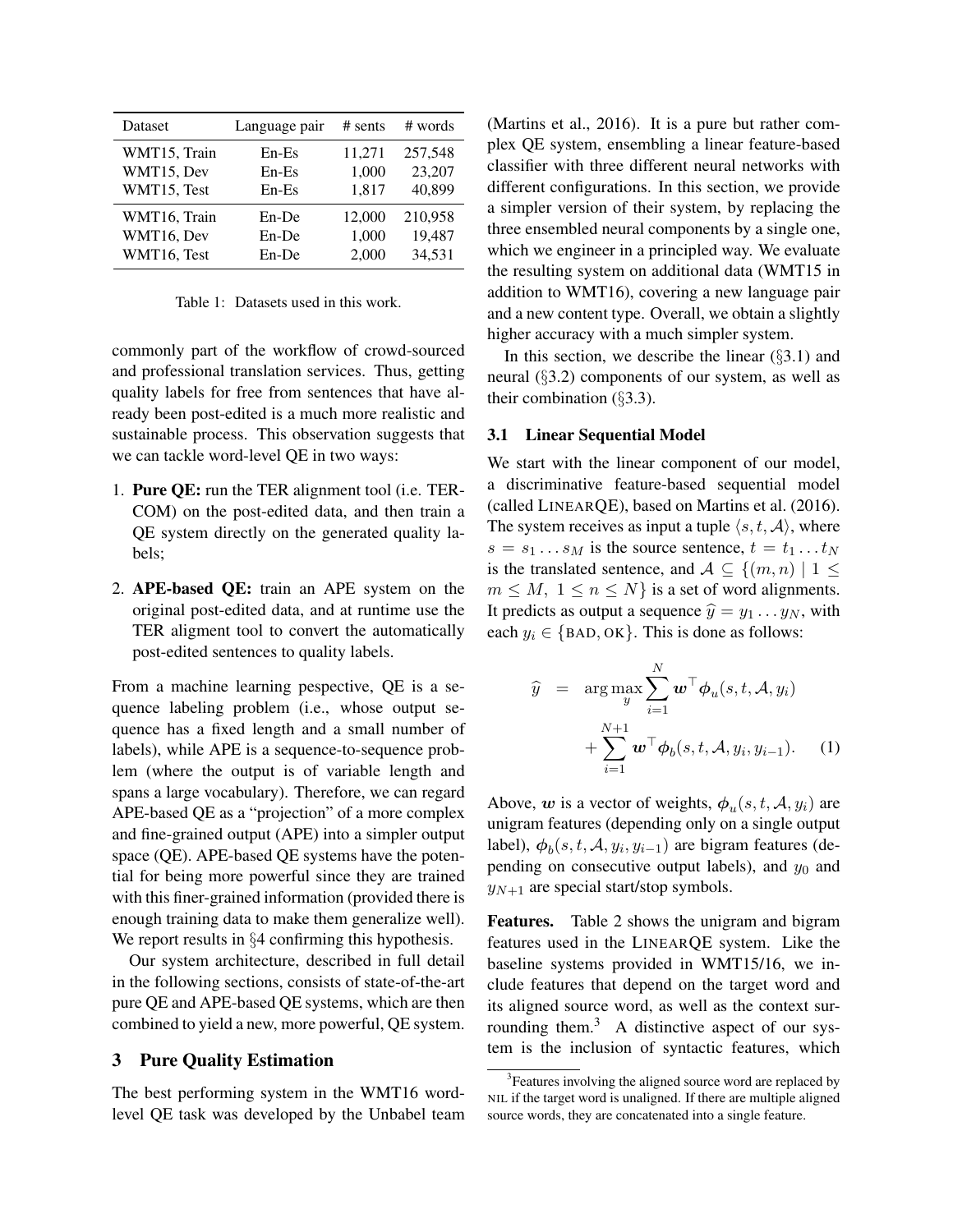| Dataset | Language pair | # sents | # words |
|---|---|---|---|
| WMT15, Train | En-Es | 11,271 | 257,548 |
| WMT15, Dev | En-Es | 1,000 | 23,207 |
| WMT15, Test | En-Es | 1,817 | 40,899 |
| WMT16, Train | En-De | 12,000 | 210,958 |
| WMT16, Dev | En-De | 1,000 | 19,487 |
| WMT16, Test | En-De | 2,000 | 34,531 |

Table 1: Datasets used in this work.

commonly part of the workflow of crowd-sourced and professional translation services. Thus, getting quality labels for free from sentences that have already been post-edited is a much more realistic and sustainable process. This observation suggests that we can tackle word-level QE in two ways:

1. **Pure QE:** run the TER alignment tool (i.e. TERCOM) on the post-edited data, and then train a QE system directly on the generated quality labels;
2. **APE-based QE:** train an APE system on the original post-edited data, and at runtime use the TER aligment tool to convert the automatically post-edited sentences to quality labels.

From a machine learning pespective, QE is a sequence labeling problem (i.e., whose output sequence has a fixed length and a small number of labels), while APE is a sequence-to-sequence problem (where the output is of variable length and spans a large vocabulary). Therefore, we can regard APE-based QE as a "projection" of a more complex and fine-grained output (APE) into a simpler output space (QE). APE-based QE systems have the potential for being more powerful since they are trained with this finer-grained information (provided there is enough training data to make them generalize well). We report results in §4 confirming this hypothesis.

Our system architecture, described in full detail in the following sections, consists of state-of-the-art pure QE and APE-based QE systems, which are then combined to yield a new, more powerful, QE system.

## 3 Pure Quality Estimation

The best performing system in the WMT16 word-level QE task was developed by the Unbabel team (Martins et al., 2016). It is a pure but rather complex QE system, ensembling a linear feature-based classifier with three different neural networks with different configurations. In this section, we provide a simpler version of their system, by replacing the three ensembled neural components by a single one, which we engineer in a principled way. We evaluate the resulting system on additional data (WMT15 in addition to WMT16), covering a new language pair and a new content type. Overall, we obtain a slightly higher accuracy with a much simpler system.

In this section, we describe the linear (§3.1) and neural (§3.2) components of our system, as well as their combination (§3.3).

### 3.1 Linear Sequential Model

We start with the linear component of our model, a discriminative feature-based sequential model (called LINEARQE), based on Martins et al. (2016). The system receives as input a tuple $\langle s, t, \mathcal{A} \rangle$, where $s = s_1 \dots s_M$ is the source sentence, $t = t_1 \dots t_N$ is the translated sentence, and $\mathcal{A} \subseteq \{(m, n) \mid 1 \leq m \leq M,\ 1 \leq n \leq N\}$ is a set of word alignments. It predicts as output a sequence $\widehat{y} = y_1 \dots y_N$, with each $y_i \in \{\text{BAD}, \text{OK}\}$. This is done as follows:

$$\begin{aligned} \widehat{y} &= \arg\max_{y} \sum_{i=1}^{N} \boldsymbol{w}^\top \boldsymbol{\phi}_u(s, t, \mathcal{A}, y_i) \\ &\quad + \sum_{i=1}^{N+1} \boldsymbol{w}^\top \boldsymbol{\phi}_b(s, t, \mathcal{A}, y_i, y_{i-1}). \end{aligned} \quad (1)$$

Above, $\boldsymbol{w}$ is a vector of weights, $\boldsymbol{\phi}_u(s, t, \mathcal{A}, y_i)$ are unigram features (depending only on a single output label), $\boldsymbol{\phi}_b(s, t, \mathcal{A}, y_i, y_{i-1})$ are bigram features (depending on consecutive output labels), and $y_0$ and $y_{N+1}$ are special start/stop symbols.

**Features.** Table 2 shows the unigram and bigram features used in the LINEARQE system. Like the baseline systems provided in WMT15/16, we include features that depend on the target word and its aligned source word, as well as the context surrounding them.[3] A distinctive aspect of our system is the inclusion of syntactic features, which

[3]Features involving the aligned source word are replaced by NIL if the target word is unaligned. If there are multiple aligned source words, they are concatenated into a single feature.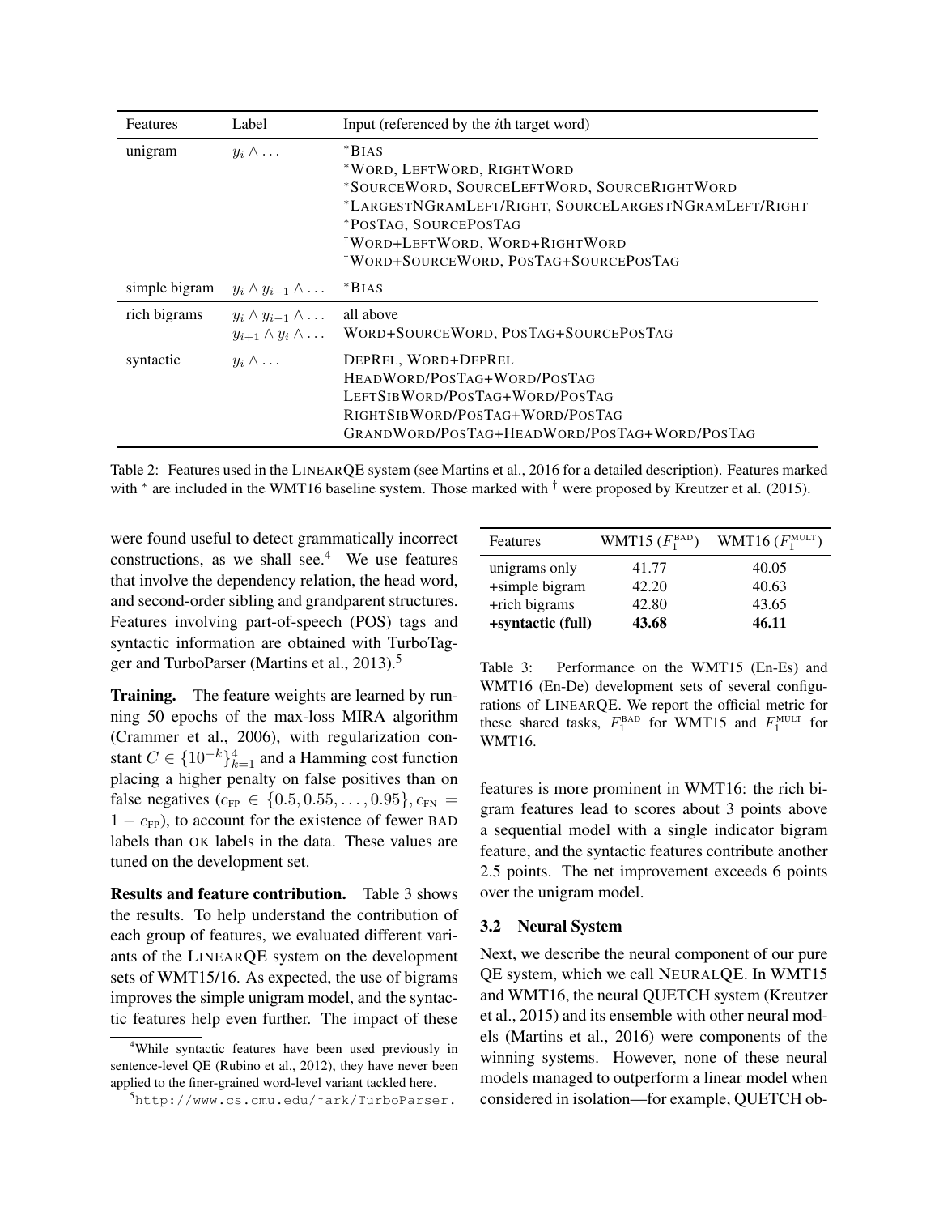| Features | Label | Input (referenced by the $i$th target word) |
| --- | --- | --- |
| unigram | $y_i \wedge \ldots$ | *BIAS<br>*WORD, LEFTWORD, RIGHTWORD<br>*SOURCEWORD, SOURCELEFTWORD, SOURCERIGHTWORD<br>*LARGESTNGRAMLEFT/RIGHT, SOURCELARGESTNGRAMLEFT/RIGHT<br>*POSTAG, SOURCEPOSTAG<br>†WORD+LEFTWORD, WORD+RIGHTWORD<br>†WORD+SOURCEWORD, POSTAG+SOURCEPOSTAG |
| simple bigram | $y_i \wedge y_{i-1} \wedge \ldots$ | *BIAS |
| rich bigrams | $y_i \wedge y_{i-1} \wedge \ldots$<br>$y_{i+1} \wedge y_i \wedge \ldots$ | all above<br>WORD+SOURCEWORD, POSTAG+SOURCEPOSTAG |
| syntactic | $y_i \wedge \ldots$ | DEPREL, WORD+DEPREL<br>HEADWORD/POSTAG+WORD/POSTAG<br>LEFTSIBWORD/POSTAG+WORD/POSTAG<br>RIGHTSIBWORD/POSTAG+WORD/POSTAG<br>GRANDWORD/POSTAG+HEADWORD/POSTAG+WORD/POSTAG |

Table 2: Features used in the LINEARQE system (see Martins et al., 2016 for a detailed description). Features marked with * are included in the WMT16 baseline system. Those marked with † were proposed by Kreutzer et al. (2015).

were found useful to detect grammatically incorrect constructions, as we shall see.[4] We use features that involve the dependency relation, the head word, and second-order sibling and grandparent structures. Features involving part-of-speech (POS) tags and syntactic information are obtained with TurboTagger and TurboParser (Martins et al., 2013).[5]

**Training.** The feature weights are learned by running 50 epochs of the max-loss MIRA algorithm (Crammer et al., 2006), with regularization constant $C \in \{10^{-k}\}_{k=1}^{4}$ and a Hamming cost function placing a higher penalty on false positives than on false negatives ($c_{\text{FP}} \in \{0.5, 0.55, \ldots, 0.95\}$, $c_{\text{FN}} = 1 - c_{\text{FP}}$), to account for the existence of fewer BAD labels than OK labels in the data. These values are tuned on the development set.

**Results and feature contribution.** Table 3 shows the results. To help understand the contribution of each group of features, we evaluated different variants of the LINEARQE system on the development sets of WMT15/16. As expected, the use of bigrams improves the simple unigram model, and the syntactic features help even further. The impact of these features is more prominent in WMT16: the rich bigram features lead to scores about 3 points above a sequential model with a single indicator bigram feature, and the syntactic features contribute another 2.5 points. The net improvement exceeds 6 points over the unigram model.

| Features | WMT15 ($F_1^{\text{BAD}}$) | WMT16 ($F_1^{\text{MULT}}$) |
| --- | --- | --- |
| unigrams only | 41.77 | 40.05 |
| +simple bigram | 42.20 | 40.63 |
| +rich bigrams | 42.80 | 43.65 |
| **+syntactic (full)** | **43.68** | **46.11** |

Table 3: Performance on the WMT15 (En-Es) and WMT16 (En-De) development sets of several configurations of LINEARQE. We report the official metric for these shared tasks, $F_1^{\text{BAD}}$ for WMT15 and $F_1^{\text{MULT}}$ for WMT16.

### 3.2 Neural System

Next, we describe the neural component of our pure QE system, which we call NEURALQE. In WMT15 and WMT16, the neural QUETCH system (Kreutzer et al., 2015) and its ensemble with other neural models (Martins et al., 2016) were components of the winning systems. However, none of these neural models managed to outperform a linear model when considered in isolation—for example, QUETCH ob-

[4] While syntactic features have been used previously in sentence-level QE (Rubino et al., 2012), they have never been applied to the finer-grained word-level variant tackled here.

[5] http://www.cs.cmu.edu/~ark/TurboParser.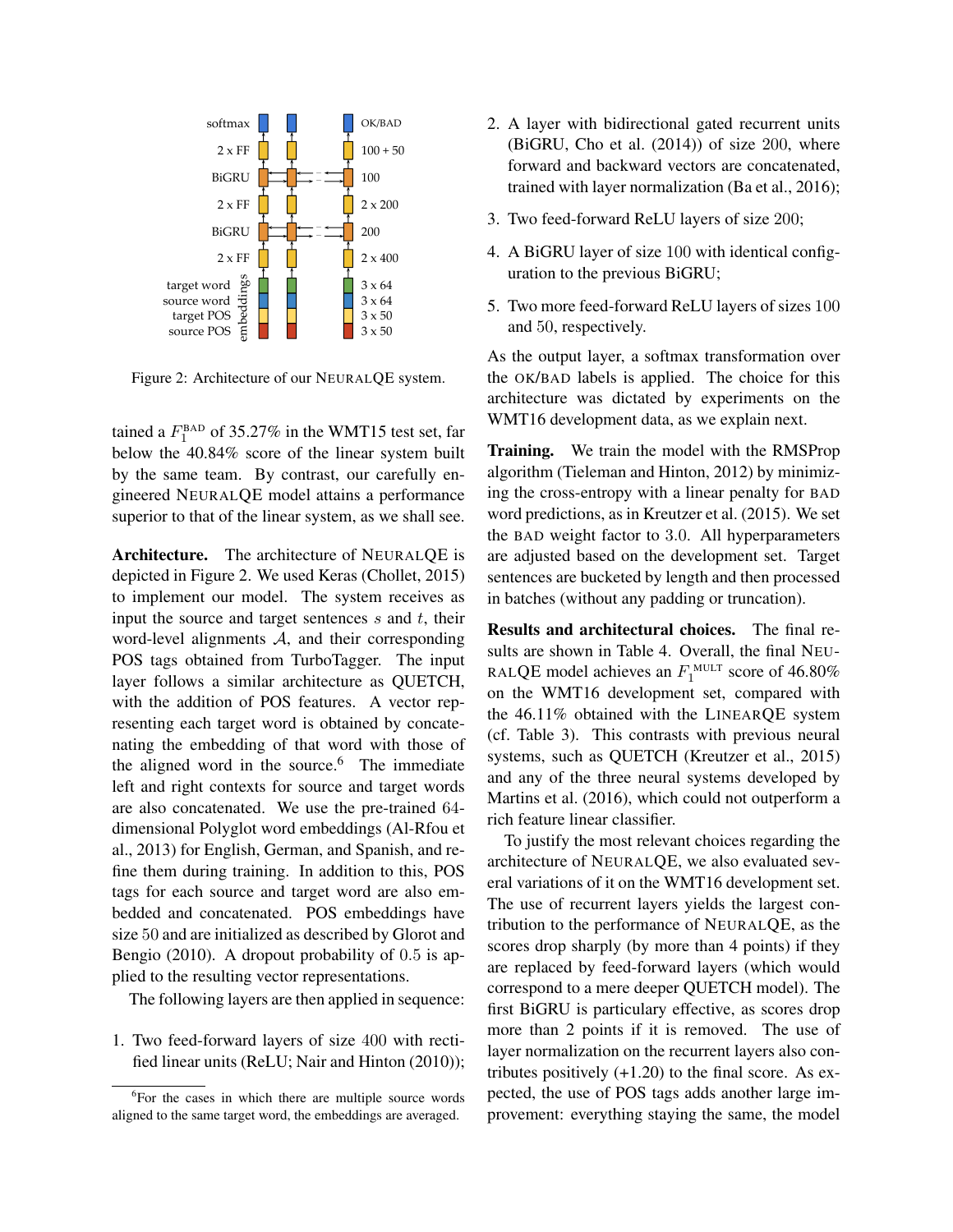Figure 2: Architecture of our NEURALQE system.

tained a $F_1^{\text{BAD}}$ of 35.27% in the WMT15 test set, far below the 40.84% score of the linear system built by the same team. By contrast, our carefully engineered NEURALQE model attains a performance superior to that of the linear system, as we shall see.

**Architecture.** The architecture of NEURALQE is depicted in Figure 2. We used Keras (Chollet, 2015) to implement our model. The system receives as input the source and target sentences $s$ and $t$, their word-level alignments $\mathcal{A}$, and their corresponding POS tags obtained from TurboTagger. The input layer follows a similar architecture as QUETCH, with the addition of POS features. A vector representing each target word is obtained by concatenating the embedding of that word with those of the aligned word in the source.[6] The immediate left and right contexts for source and target words are also concatenated. We use the pre-trained 64-dimensional Polyglot word embeddings (Al-Rfou et al., 2013) for English, German, and Spanish, and refine them during training. In addition to this, POS tags for each source and target word are also embedded and concatenated. POS embeddings have size 50 and are initialized as described by Glorot and Bengio (2010). A dropout probability of 0.5 is applied to the resulting vector representations.

The following layers are then applied in sequence:

1. Two feed-forward layers of size 400 with rectified linear units (ReLU; Nair and Hinton (2010));
2. A layer with bidirectional gated recurrent units (BiGRU, Cho et al. (2014)) of size 200, where forward and backward vectors are concatenated, trained with layer normalization (Ba et al., 2016);
3. Two feed-forward ReLU layers of size 200;
4. A BiGRU layer of size 100 with identical configuration to the previous BiGRU;
5. Two more feed-forward ReLU layers of sizes 100 and 50, respectively.

As the output layer, a softmax transformation over the OK/BAD labels is applied. The choice for this architecture was dictated by experiments on the WMT16 development data, as we explain next.

**Training.** We train the model with the RMSProp algorithm (Tieleman and Hinton, 2012) by minimizing the cross-entropy with a linear penalty for BAD word predictions, as in Kreutzer et al. (2015). We set the BAD weight factor to 3.0. All hyperparameters are adjusted based on the development set. Target sentences are bucketed by length and then processed in batches (without any padding or truncation).

**Results and architectural choices.** The final results are shown in Table 4. Overall, the final NEURALQE model achieves an $F_1^{\text{MULT}}$ score of 46.80% on the WMT16 development set, compared with the 46.11% obtained with the LINEARQE system (cf. Table 3). This contrasts with previous neural systems, such as QUETCH (Kreutzer et al., 2015) and any of the three neural systems developed by Martins et al. (2016), which could not outperform a rich feature linear classifier.

To justify the most relevant choices regarding the architecture of NEURALQE, we also evaluated several variations of it on the WMT16 development set. The use of recurrent layers yields the largest contribution to the performance of NEURALQE, as the scores drop sharply (by more than 4 points) if they are replaced by feed-forward layers (which would correspond to a mere deeper QUETCH model). The first BiGRU is particulary effective, as scores drop more than 2 points if it is removed. The use of layer normalization on the recurrent layers also contributes positively (+1.20) to the final score. As expected, the use of POS tags adds another large improvement: everything staying the same, the model

[6] For the cases in which there are multiple source words aligned to the same target word, the embeddings are averaged.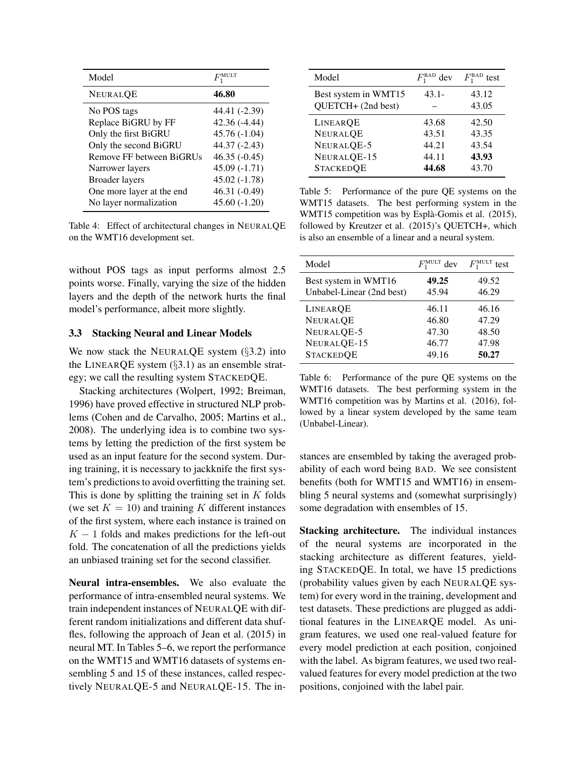| Model | $F_1^{\text{MULT}}$ |
|---|---|
| NEURALQE | **46.80** |
| No POS tags | 44.41 (-2.39) |
| Replace BiGRU by FF | 42.36 (-4.44) |
| Only the first BiGRU | 45.76 (-1.04) |
| Only the second BiGRU | 44.37 (-2.43) |
| Remove FF between BiGRUs | 46.35 (-0.45) |
| Narrower layers | 45.09 (-1.71) |
| Broader layers | 45.02 (-1.78) |
| One more layer at the end | 46.31 (-0.49) |
| No layer normalization | 45.60 (-1.20) |

Table 4: Effect of architectural changes in NEURALQE on the WMT16 development set.

without POS tags as input performs almost 2.5 points worse. Finally, varying the size of the hidden layers and the depth of the network hurts the final model's performance, albeit more slightly.

### 3.3 Stacking Neural and Linear Models

We now stack the NEURALQE system (§3.2) into the LINEARQE system (§3.1) as an ensemble strategy; we call the resulting system STACKEDQE.

Stacking architectures (Wolpert, 1992; Breiman, 1996) have proved effective in structured NLP problems (Cohen and de Carvalho, 2005; Martins et al., 2008). The underlying idea is to combine two systems by letting the prediction of the first system be used as an input feature for the second system. During training, it is necessary to jackknife the first system's predictions to avoid overfitting the training set. This is done by splitting the training set in $K$ folds (we set $K = 10$) and training $K$ different instances of the first system, where each instance is trained on $K - 1$ folds and makes predictions for the left-out fold. The concatenation of all the predictions yields an unbiased training set for the second classifier.

**Neural intra-ensembles.** We also evaluate the performance of intra-ensembled neural systems. We train independent instances of NEURALQE with different random initializations and different data shuffles, following the approach of Jean et al. (2015) in neural MT. In Tables 5–6, we report the performance on the WMT15 and WMT16 datasets of systems ensembling 5 and 15 of these instances, called respectively NEURALQE-5 and NEURALQE-15. The instances are ensembled by taking the averaged probability of each word being BAD. We see consistent benefits (both for WMT15 and WMT16) in ensembling 5 neural systems and (somewhat surprisingly) some degradation with ensembles of 15.

| Model | $F_1^{\text{BAD}}$ dev | $F_1^{\text{BAD}}$ test |
|---|---|---|
| Best system in WMT15 | 43.1- | 43.12 |
| QUETCH+ (2nd best) | – | 43.05 |
| LINEARQE | 43.68 | 42.50 |
| NEURALQE | 43.51 | 43.35 |
| NEURALQE-5 | 44.21 | 43.54 |
| NEURALQE-15 | 44.11 | **43.93** |
| STACKEDQE | **44.68** | 43.70 |

Table 5: Performance of the pure QE systems on the WMT15 datasets. The best performing system in the WMT15 competition was by Esplà-Gomis et al. (2015), followed by Kreutzer et al. (2015)'s QUETCH+, which is also an ensemble of a linear and a neural system.

| Model | $F_1^{\text{MULT}}$ dev | $F_1^{\text{MULT}}$ test |
|---|---|---|
| Best system in WMT16 | **49.25** | 49.52 |
| Unbabel-Linear (2nd best) | 45.94 | 46.29 |
| LINEARQE | 46.11 | 46.16 |
| NEURALQE | 46.80 | 47.29 |
| NEURALQE-5 | 47.30 | 48.50 |
| NEURALQE-15 | 46.77 | 47.98 |
| STACKEDQE | 49.16 | **50.27** |

Table 6: Performance of the pure QE systems on the WMT16 datasets. The best performing system in the WMT16 competition was by Martins et al. (2016), followed by a linear system developed by the same team (Unbabel-Linear).

**Stacking architecture.** The individual instances of the neural systems are incorporated in the stacking architecture as different features, yielding STACKEDQE. In total, we have 15 predictions (probability values given by each NEURALQE system) for every word in the training, development and test datasets. These predictions are plugged as additional features in the LINEARQE model. As unigram features, we used one real-valued feature for every model prediction at each position, conjoined with the label. As bigram features, we used two real-valued features for every model prediction at the two positions, conjoined with the label pair.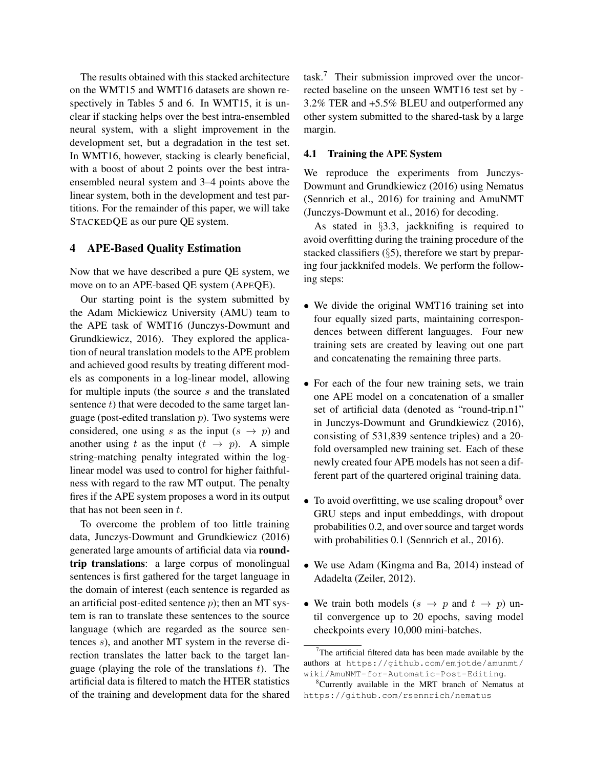The results obtained with this stacked architecture on the WMT15 and WMT16 datasets are shown respectively in Tables 5 and 6. In WMT15, it is unclear if stacking helps over the best intra-ensembled neural system, with a slight improvement in the development set, but a degradation in the test set. In WMT16, however, stacking is clearly beneficial, with a boost of about 2 points over the best intra-ensembled neural system and 3–4 points above the linear system, both in the development and test partitions. For the remainder of this paper, we will take STACKEDQE as our pure QE system.

## 4 APE-Based Quality Estimation

Now that we have described a pure QE system, we move on to an APE-based QE system (APEQE).

Our starting point is the system submitted by the Adam Mickiewicz University (AMU) team to the APE task of WMT16 (Junczys-Dowmunt and Grundkiewicz, 2016). They explored the application of neural translation models to the APE problem and achieved good results by treating different models as components in a log-linear model, allowing for multiple inputs (the source $s$ and the translated sentence $t$) that were decoded to the same target language (post-edited translation $p$). Two systems were considered, one using $s$ as the input ($s \rightarrow p$) and another using $t$ as the input ($t \rightarrow p$). A simple string-matching penalty integrated within the log-linear model was used to control for higher faithfulness with regard to the raw MT output. The penalty fires if the APE system proposes a word in its output that has not been seen in $t$.

To overcome the problem of too little training data, Junczys-Dowmunt and Grundkiewicz (2016) generated large amounts of artificial data via **round-trip translations**: a large corpus of monolingual sentences is first gathered for the target language in the domain of interest (each sentence is regarded as an artificial post-edited sentence $p$); then an MT system is ran to translate these sentences to the source language (which are regarded as the source sentences $s$), and another MT system in the reverse direction translates the latter back to the target language (playing the role of the translations $t$). The artificial data is filtered to match the HTER statistics of the training and development data for the shared task.[7] Their submission improved over the uncorrected baseline on the unseen WMT16 test set by -3.2% TER and +5.5% BLEU and outperformed any other system submitted to the shared-task by a large margin.

### 4.1 Training the APE System

We reproduce the experiments from Junczys-Dowmunt and Grundkiewicz (2016) using Nematus (Sennrich et al., 2016) for training and AmuNMT (Junczys-Dowmunt et al., 2016) for decoding.

As stated in §3.3, jackknifing is required to avoid overfitting during the training procedure of the stacked classifiers (§5), therefore we start by preparing four jackknifed models. We perform the following steps:

- We divide the original WMT16 training set into four equally sized parts, maintaining correspondences between different languages. Four new training sets are created by leaving out one part and concatenating the remaining three parts.
- For each of the four new training sets, we train one APE model on a concatenation of a smaller set of artificial data (denoted as "round-trip.n1" in Junczys-Dowmunt and Grundkiewicz (2016), consisting of 531,839 sentence triples) and a 20-fold oversampled new training set. Each of these newly created four APE models has not seen a different part of the quartered original training data.
- To avoid overfitting, we use scaling dropout[8] over GRU steps and input embeddings, with dropout probabilities 0.2, and over source and target words with probabilities 0.1 (Sennrich et al., 2016).
- We use Adam (Kingma and Ba, 2014) instead of Adadelta (Zeiler, 2012).
- We train both models ($s \rightarrow p$ and $t \rightarrow p$) until convergence up to 20 epochs, saving model checkpoints every 10,000 mini-batches.

[7] The artificial filtered data has been made available by the authors at https://github.com/emjotde/amunmt/wiki/AmuNMT-for-Automatic-Post-Editing.

[8] Currently available in the MRT branch of Nematus at https://github.com/rsennrich/nematus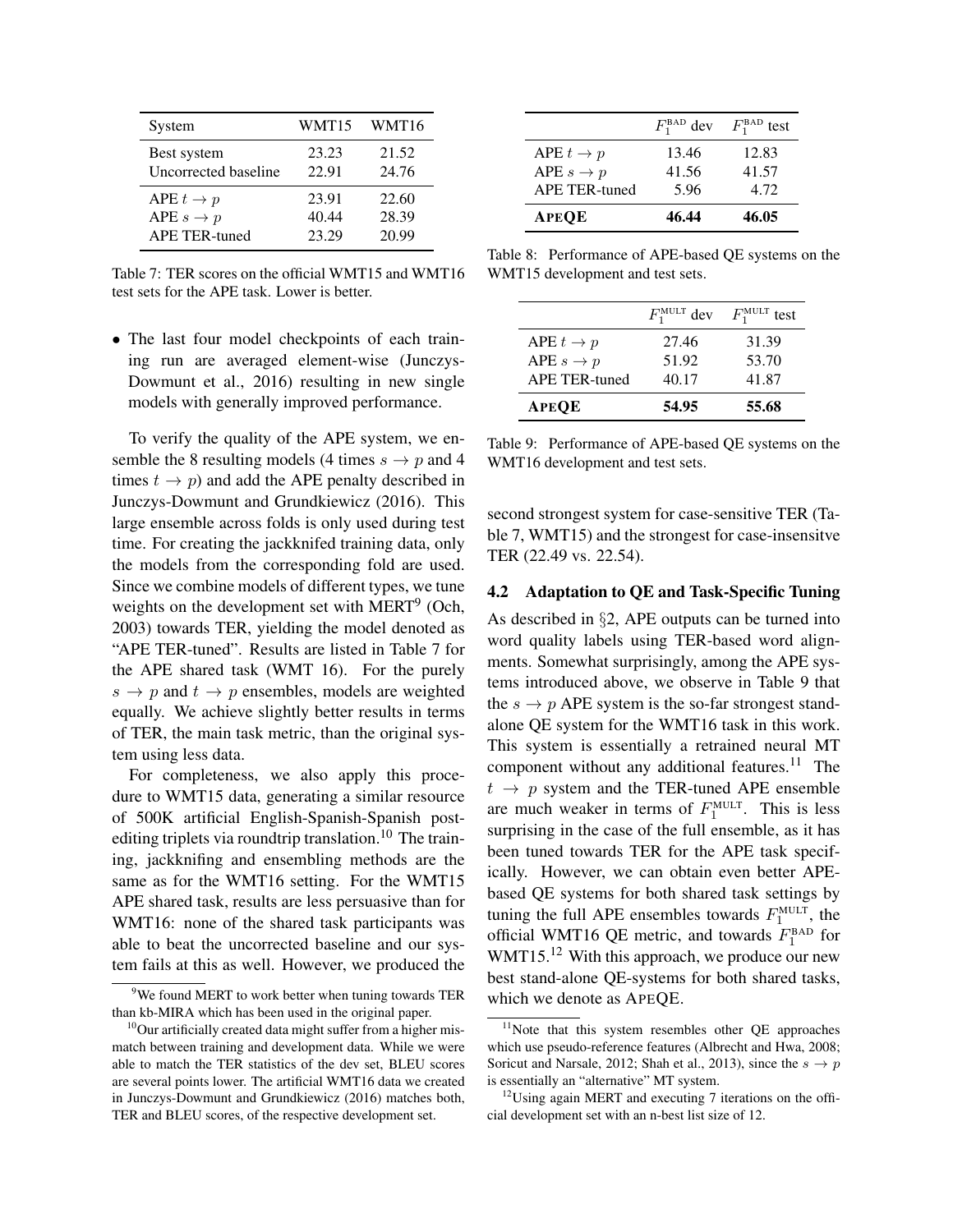| System | WMT15 | WMT16 |
|---|---|---|
| Best system | 23.23 | 21.52 |
| Uncorrected baseline | 22.91 | 24.76 |
| APE $t \rightarrow p$ | 23.91 | 22.60 |
| APE $s \rightarrow p$ | 40.44 | 28.39 |
| APE TER-tuned | 23.29 | 20.99 |

Table 7: TER scores on the official WMT15 and WMT16 test sets for the APE task. Lower is better.

- The last four model checkpoints of each training run are averaged element-wise (Junczys-Dowmunt et al., 2016) resulting in new single models with generally improved performance.

To verify the quality of the APE system, we ensemble the 8 resulting models (4 times $s \rightarrow p$ and 4 times $t \rightarrow p$) and add the APE penalty described in Junczys-Dowmunt and Grundkiewicz (2016). This large ensemble across folds is only used during test time. For creating the jackknifed training data, only the models from the corresponding fold are used. Since we combine models of different types, we tune weights on the development set with MERT[9] (Och, 2003) towards TER, yielding the model denoted as "APE TER-tuned". Results are listed in Table 7 for the APE shared task (WMT 16). For the purely $s \rightarrow p$ and $t \rightarrow p$ ensembles, models are weighted equally. We achieve slightly better results in terms of TER, the main task metric, than the original system using less data.

For completeness, we also apply this procedure to WMT15 data, generating a similar resource of 500K artificial English-Spanish-Spanish post-editing triplets via roundtrip translation.[10] The training, jackknifing and ensembling methods are the same as for the WMT16 setting. For the WMT15 APE shared task, results are less persuasive than for WMT16: none of the shared task participants was able to beat the uncorrected baseline and our system fails at this as well. However, we produced the second strongest system for case-sensitive TER (Table 7, WMT15) and the strongest for case-insensitve TER (22.49 vs. 22.54).

[9] We found MERT to work better when tuning towards TER than kb-MIRA which has been used in the original paper.

[10] Our artificially created data might suffer from a higher mismatch between training and development data. While we were able to match the TER statistics of the dev set, BLEU scores are several points lower. The artificial WMT16 data we created in Junczys-Dowmunt and Grundkiewicz (2016) matches both, TER and BLEU scores, of the respective development set.

| | $F_1^{\text{BAD}}$ dev | $F_1^{\text{BAD}}$ test |
|---|---|---|
| APE $t \rightarrow p$ | 13.46 | 12.83 |
| APE $s \rightarrow p$ | 41.56 | 41.57 |
| APE TER-tuned | 5.96 | 4.72 |
| **APEQE** | **46.44** | **46.05** |

Table 8: Performance of APE-based QE systems on the WMT15 development and test sets.

| | $F_1^{\text{MULT}}$ dev | $F_1^{\text{MULT}}$ test |
|---|---|---|
| APE $t \rightarrow p$ | 27.46 | 31.39 |
| APE $s \rightarrow p$ | 51.92 | 53.70 |
| APE TER-tuned | 40.17 | 41.87 |
| **APEQE** | **54.95** | **55.68** |

Table 9: Performance of APE-based QE systems on the WMT16 development and test sets.

## 4.2 Adaptation to QE and Task-Specific Tuning

As described in §2, APE outputs can be turned into word quality labels using TER-based word alignments. Somewhat surprisingly, among the APE systems introduced above, we observe in Table 9 that the $s \rightarrow p$ APE system is the so-far strongest stand-alone QE system for the WMT16 task in this work. This system is essentially a retrained neural MT component without any additional features.[11] The $t \rightarrow p$ system and the TER-tuned APE ensemble are much weaker in terms of $F_1^{\text{MULT}}$. This is less surprising in the case of the full ensemble, as it has been tuned towards TER for the APE task specifically. However, we can obtain even better APE-based QE systems for both shared task settings by tuning the full APE ensembles towards $F_1^{\text{MULT}}$, the official WMT16 QE metric, and towards $F_1^{\text{BAD}}$ for WMT15.[12] With this approach, we produce our new best stand-alone QE-systems for both shared tasks, which we denote as APEQE.

[11] Note that this system resembles other QE approaches which use pseudo-reference features (Albrecht and Hwa, 2008; Soricut and Narsale, 2012; Shah et al., 2013), since the $s \rightarrow p$ is essentially an "alternative" MT system.

[12] Using again MERT and executing 7 iterations on the official development set with an n-best list size of 12.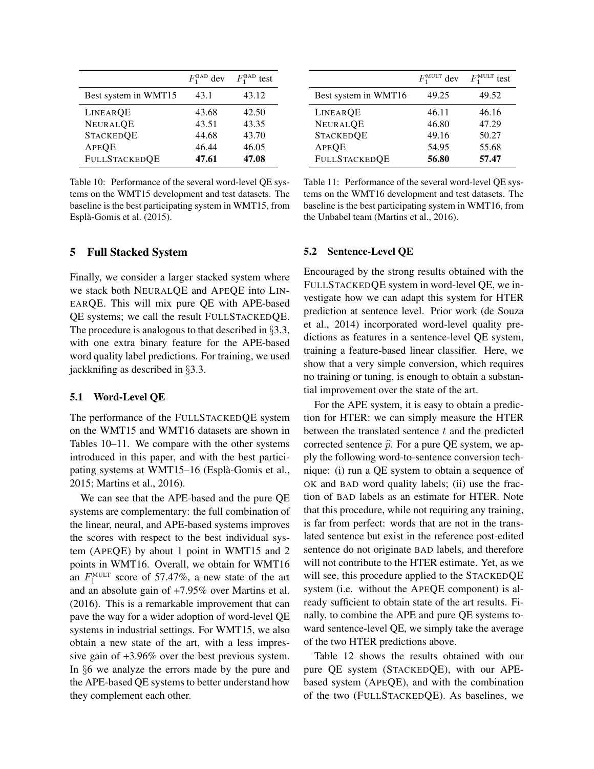| | $F_1^{\text{BAD}}$ dev | $F_1^{\text{BAD}}$ test |
|---|---|---|
| Best system in WMT15 | 43.1 | 43.12 |
| LINEARQE | 43.68 | 42.50 |
| NEURALQE | 43.51 | 43.35 |
| STACKEDQE | 44.68 | 43.70 |
| APEQE | 46.44 | 46.05 |
| FULLSTACKEDQE | **47.61** | **47.08** |

Table 10: Performance of the several word-level QE systems on the WMT15 development and test datasets. The baseline is the best participating system in WMT15, from Esplà-Gomis et al. (2015).

| | $F_1^{\text{MULT}}$ dev | $F_1^{\text{MULT}}$ test |
|---|---|---|
| Best system in WMT16 | 49.25 | 49.52 |
| LINEARQE | 46.11 | 46.16 |
| NEURALQE | 46.80 | 47.29 |
| STACKEDQE | 49.16 | 50.27 |
| APEQE | 54.95 | 55.68 |
| FULLSTACKEDQE | **56.80** | **57.47** |

Table 11: Performance of the several word-level QE systems on the WMT16 development and test datasets. The baseline is the best participating system in WMT16, from the Unbabel team (Martins et al., 2016).

## 5 Full Stacked System

Finally, we consider a larger stacked system where we stack both NEURALQE and APEQE into LINEARQE. This will mix pure QE with APE-based QE systems; we call the result FULLSTACKEDQE. The procedure is analogous to that described in §3.3, with one extra binary feature for the APE-based word quality label predictions. For training, we used jackknifing as described in §3.3.

### 5.1 Word-Level QE

The performance of the FULLSTACKEDQE system on the WMT15 and WMT16 datasets are shown in Tables 10–11. We compare with the other systems introduced in this paper, and with the best participating systems at WMT15–16 (Esplà-Gomis et al., 2015; Martins et al., 2016).

We can see that the APE-based and the pure QE systems are complementary: the full combination of the linear, neural, and APE-based systems improves the scores with respect to the best individual system (APEQE) by about 1 point in WMT15 and 2 points in WMT16. Overall, we obtain for WMT16 an $F_1^{\text{MULT}}$ score of 57.47%, a new state of the art and an absolute gain of +7.95% over Martins et al. (2016). This is a remarkable improvement that can pave the way for a wider adoption of word-level QE systems in industrial settings. For WMT15, we also obtain a new state of the art, with a less impressive gain of +3.96% over the best previous system. In §6 we analyze the errors made by the pure and the APE-based QE systems to better understand how they complement each other.

### 5.2 Sentence-Level QE

Encouraged by the strong results obtained with the FULLSTACKEDQE system in word-level QE, we investigate how we can adapt this system for HTER prediction at sentence level. Prior work (de Souza et al., 2014) incorporated word-level quality predictions as features in a sentence-level QE system, training a feature-based linear classifier. Here, we show that a very simple conversion, which requires no training or tuning, is enough to obtain a substantial improvement over the state of the art.

For the APE system, it is easy to obtain a prediction for HTER: we can simply measure the HTER between the translated sentence $t$ and the predicted corrected sentence $\widehat{p}$. For a pure QE system, we apply the following word-to-sentence conversion technique: (i) run a QE system to obtain a sequence of OK and BAD word quality labels; (ii) use the fraction of BAD labels as an estimate for HTER. Note that this procedure, while not requiring any training, is far from perfect: words that are not in the translated sentence but exist in the reference post-edited sentence do not originate BAD labels, and therefore will not contribute to the HTER estimate. Yet, as we will see, this procedure applied to the STACKEDQE system (i.e. without the APEQE component) is already sufficient to obtain state of the art results. Finally, to combine the APE and pure QE systems toward sentence-level QE, we simply take the average of the two HTER predictions above.

Table 12 shows the results obtained with our pure QE system (STACKEDQE), with our APE-based system (APEQE), and with the combination of the two (FULLSTACKEDQE). As baselines, we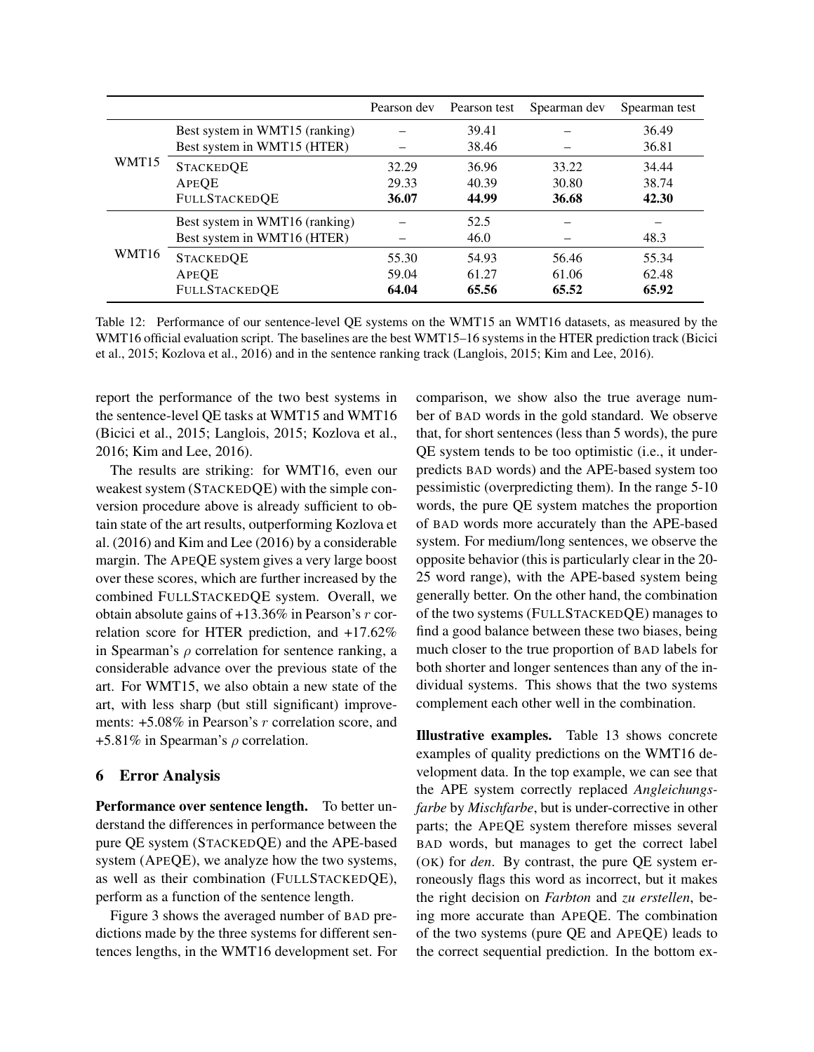| | | Pearson dev | Pearson test | Spearman dev | Spearman test |
|---|---|---|---|---|---|
| WMT15 | Best system in WMT15 (ranking) | – | 39.41 | – | 36.49 |
| | Best system in WMT15 (HTER) | – | 38.46 | – | 36.81 |
| | STACKEDQE | 32.29 | 36.96 | 33.22 | 34.44 |
| | APEQE | 29.33 | 40.39 | 30.80 | 38.74 |
| | FULLSTACKEDQE | **36.07** | **44.99** | **36.68** | **42.30** |
| WMT16 | Best system in WMT16 (ranking) | – | 52.5 | – | – |
| | Best system in WMT16 (HTER) | – | 46.0 | – | 48.3 |
| | STACKEDQE | 55.30 | 54.93 | 56.46 | 55.34 |
| | APEQE | 59.04 | 61.27 | 61.06 | 62.48 |
| | FULLSTACKEDQE | **64.04** | **65.56** | **65.52** | **65.92** |

Table 12: Performance of our sentence-level QE systems on the WMT15 an WMT16 datasets, as measured by the WMT16 official evaluation script. The baselines are the best WMT15–16 systems in the HTER prediction track (Bicici et al., 2015; Kozlova et al., 2016) and in the sentence ranking track (Langlois, 2015; Kim and Lee, 2016).

report the performance of the two best systems in the sentence-level QE tasks at WMT15 and WMT16 (Bicici et al., 2015; Langlois, 2015; Kozlova et al., 2016; Kim and Lee, 2016).

The results are striking: for WMT16, even our weakest system (STACKEDQE) with the simple conversion procedure above is already sufficient to obtain state of the art results, outperforming Kozlova et al. (2016) and Kim and Lee (2016) by a considerable margin. The APEQE system gives a very large boost over these scores, which are further increased by the combined FULLSTACKEDQE system. Overall, we obtain absolute gains of +13.36% in Pearson's $r$ correlation score for HTER prediction, and +17.62% in Spearman's $\rho$ correlation for sentence ranking, a considerable advance over the previous state of the art. For WMT15, we also obtain a new state of the art, with less sharp (but still significant) improvements: +5.08% in Pearson's $r$ correlation score, and +5.81% in Spearman's $\rho$ correlation.

## 6 Error Analysis

**Performance over sentence length.** To better understand the differences in performance between the pure QE system (STACKEDQE) and the APE-based system (APEQE), we analyze how the two systems, as well as their combination (FULLSTACKEDQE), perform as a function of the sentence length.

Figure 3 shows the averaged number of BAD predictions made by the three systems for different sentences lengths, in the WMT16 development set. For comparison, we show also the true average number of BAD words in the gold standard. We observe that, for short sentences (less than 5 words), the pure QE system tends to be too optimistic (i.e., it underpredicts BAD words) and the APE-based system too pessimistic (overpredicting them). In the range 5-10 words, the pure QE system matches the proportion of BAD words more accurately than the APE-based system. For medium/long sentences, we observe the opposite behavior (this is particularly clear in the 20-25 word range), with the APE-based system being generally better. On the other hand, the combination of the two systems (FULLSTACKEDQE) manages to find a good balance between these two biases, being much closer to the true proportion of BAD labels for both shorter and longer sentences than any of the individual systems. This shows that the two systems complement each other well in the combination.

**Illustrative examples.** Table 13 shows concrete examples of quality predictions on the WMT16 development data. In the top example, we can see that the APE system correctly replaced *Angleichungsfarbe* by *Mischfarbe*, but is under-corrective in other parts; the APEQE system therefore misses several BAD words, but manages to get the correct label (OK) for *den*. By contrast, the pure QE system erroneously flags this word as incorrect, but it makes the right decision on *Farbton* and *zu erstellen*, being more accurate than APEQE. The combination of the two systems (pure QE and APEQE) leads to the correct sequential prediction. In the bottom ex-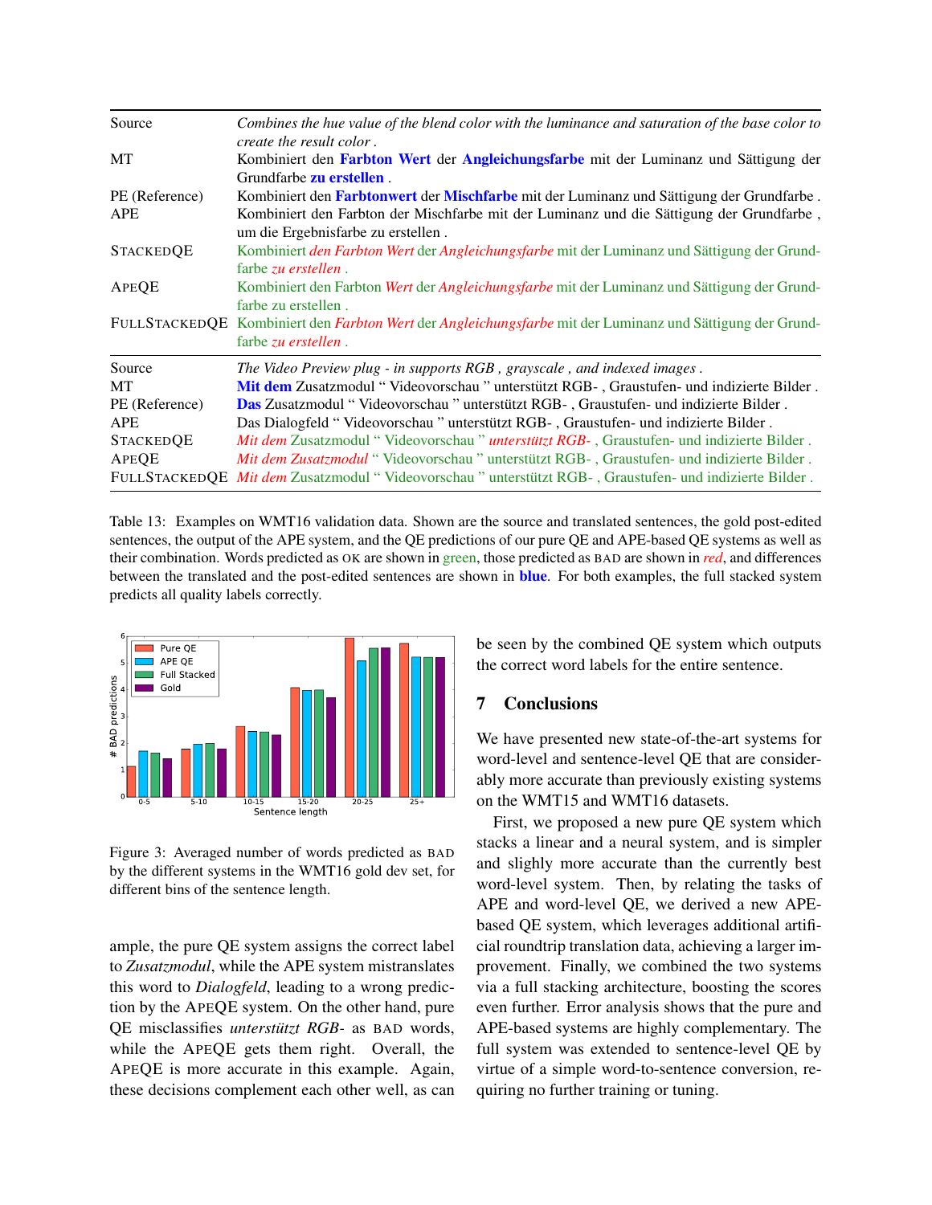| | |
|---|---|
| Source | *Combines the hue value of the blend color with the luminance and saturation of the base color to create the result color .* |
| MT | Kombiniert den **Farbton Wert** der **Angleichungsfarbe** mit der Luminanz und Sättigung der Grundfarbe **zu erstellen** . |
| PE (Reference) | Kombiniert den **Farbtonwert** der **Mischfarbe** mit der Luminanz und Sättigung der Grundfarbe . |
| APE | Kombiniert den Farbton der Mischfarbe mit der Luminanz und die Sättigung der Grundfarbe , um die Ergebnisfarbe zu erstellen . |
| STACKEDQE | Kombiniert *den Farbton Wert* der *Angleichungsfarbe* mit der Luminanz und Sättigung der Grundfarbe *zu erstellen .* |
| APEQE | Kombiniert den Farbton *Wert* der *Angleichungsfarbe* mit der Luminanz und Sättigung der Grundfarbe zu erstellen . |
| FULLSTACKEDQE | Kombiniert den *Farbton Wert* der *Angleichungsfarbe* mit der Luminanz und Sättigung der Grundfarbe *zu erstellen .* |
| Source | *The Video Preview plug - in supports RGB , grayscale , and indexed images .* |
| MT | **Mit dem** Zusatzmodul " Videovorschau " unterstützt RGB- , Graustufen- und indizierte Bilder . |
| PE (Reference) | **Das** Zusatzmodul " Videovorschau " unterstützt RGB- , Graustufen- und indizierte Bilder . |
| APE | Das Dialogfeld " Videovorschau " unterstützt RGB- , Graustufen- und indizierte Bilder . |
| STACKEDQE | *Mit dem* Zusatzmodul " Videovorschau " *unterstützt RGB-* , Graustufen- und indizierte Bilder . |
| APEQE | *Mit dem Zusatzmodul* " Videovorschau " unterstützt RGB- , Graustufen- und indizierte Bilder . |
| FULLSTACKEDQE | *Mit dem* Zusatzmodul " Videovorschau " unterstützt RGB- , Graustufen- und indizierte Bilder . |

Table 13: Examples on WMT16 validation data. Shown are the source and translated sentences, the gold post-edited sentences, the output of the APE system, and the QE predictions of our pure QE and APE-based QE systems as well as their combination. Words predicted as OK are shown in green, those predicted as BAD are shown in *red*, and differences between the translated and the post-edited sentences are shown in **blue**. For both examples, the full stacked system predicts all quality labels correctly.

Figure 3: Averaged number of words predicted as BAD by the different systems in the WMT16 gold dev set, for different bins of the sentence length.

ample, the pure QE system assigns the correct label to *Zusatzmodul*, while the APE system mistranslates this word to *Dialogfeld*, leading to a wrong prediction by the APEQE system. On the other hand, pure QE misclassifies *unterstützt RGB-* as BAD words, while the APEQE gets them right. Overall, the APEQE is more accurate in this example. Again, these decisions complement each other well, as can be seen by the combined QE system which outputs the correct word labels for the entire sentence.

## 7 Conclusions

We have presented new state-of-the-art systems for word-level and sentence-level QE that are considerably more accurate than previously existing systems on the WMT15 and WMT16 datasets.

First, we proposed a new pure QE system which stacks a linear and a neural system, and is simpler and slighly more accurate than the currently best word-level system. Then, by relating the tasks of APE and word-level QE, we derived a new APE-based QE system, which leverages additional artificial roundtrip translation data, achieving a larger improvement. Finally, we combined the two systems via a full stacking architecture, boosting the scores even further. Error analysis shows that the pure and APE-based systems are highly complementary. The full system was extended to sentence-level QE by virtue of a simple word-to-sentence conversion, requiring no further training or tuning.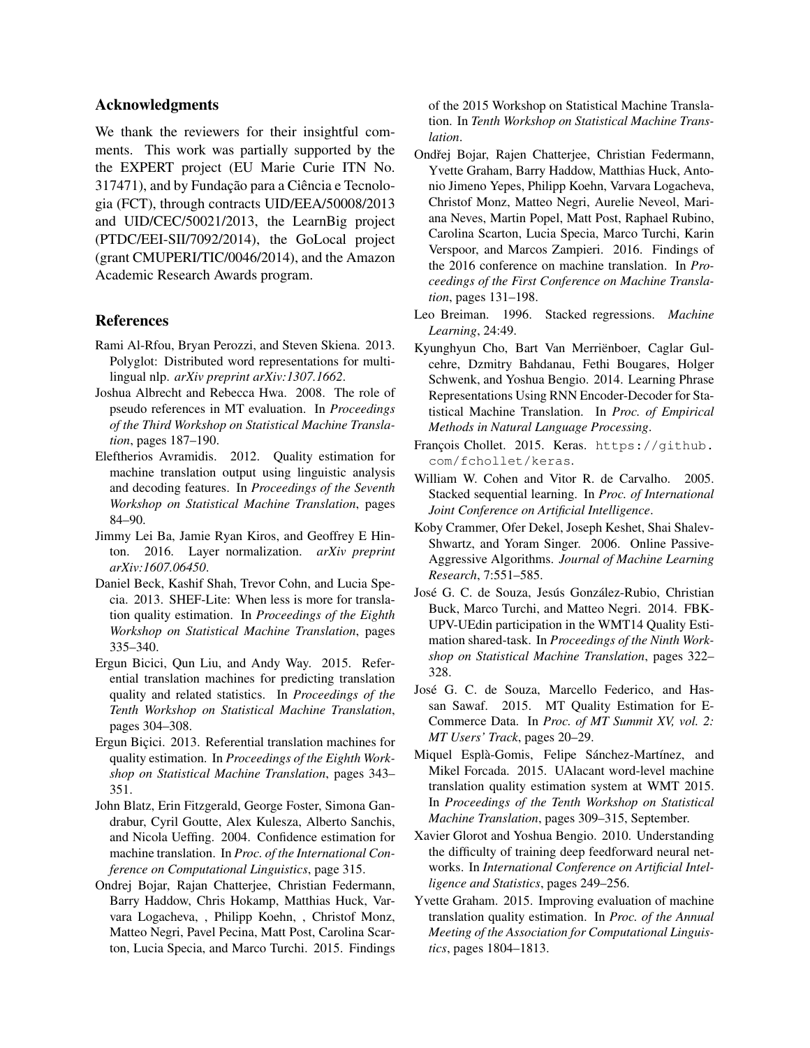## Acknowledgments

We thank the reviewers for their insightful comments. This work was partially supported by the the EXPERT project (EU Marie Curie ITN No. 317471), and by Fundação para a Ciência e Tecnologia (FCT), through contracts UID/EEA/50008/2013 and UID/CEC/50021/2013, the LearnBig project (PTDC/EEI-SII/7092/2014), the GoLocal project (grant CMUPERI/TIC/0046/2014), and the Amazon Academic Research Awards program.

## References

Rami Al-Rfou, Bryan Perozzi, and Steven Skiena. 2013. Polyglot: Distributed word representations for multilingual nlp. *arXiv preprint arXiv:1307.1662*.

Joshua Albrecht and Rebecca Hwa. 2008. The role of pseudo references in MT evaluation. In *Proceedings of the Third Workshop on Statistical Machine Translation*, pages 187–190.

Eleftherios Avramidis. 2012. Quality estimation for machine translation output using linguistic analysis and decoding features. In *Proceedings of the Seventh Workshop on Statistical Machine Translation*, pages 84–90.

Jimmy Lei Ba, Jamie Ryan Kiros, and Geoffrey E Hinton. 2016. Layer normalization. *arXiv preprint arXiv:1607.06450*.

Daniel Beck, Kashif Shah, Trevor Cohn, and Lucia Specia. 2013. SHEF-Lite: When less is more for translation quality estimation. In *Proceedings of the Eighth Workshop on Statistical Machine Translation*, pages 335–340.

Ergun Bicici, Qun Liu, and Andy Way. 2015. Referential translation machines for predicting translation quality and related statistics. In *Proceedings of the Tenth Workshop on Statistical Machine Translation*, pages 304–308.

Ergun Biçici. 2013. Referential translation machines for quality estimation. In *Proceedings of the Eighth Workshop on Statistical Machine Translation*, pages 343–351.

John Blatz, Erin Fitzgerald, George Foster, Simona Gandrabur, Cyril Goutte, Alex Kulesza, Alberto Sanchis, and Nicola Ueffing. 2004. Confidence estimation for machine translation. In *Proc. of the International Conference on Computational Linguistics*, page 315.

Ondrej Bojar, Rajan Chatterjee, Christian Federmann, Barry Haddow, Chris Hokamp, Matthias Huck, Varvara Logacheva, , Philipp Koehn, , Christof Monz, Matteo Negri, Pavel Pecina, Matt Post, Carolina Scarton, Lucia Specia, and Marco Turchi. 2015. Findings of the 2015 Workshop on Statistical Machine Translation. In *Tenth Workshop on Statistical Machine Translation*.

Ondřej Bojar, Rajen Chatterjee, Christian Federmann, Yvette Graham, Barry Haddow, Matthias Huck, Antonio Jimeno Yepes, Philipp Koehn, Varvara Logacheva, Christof Monz, Matteo Negri, Aurelie Neveol, Mariana Neves, Martin Popel, Matt Post, Raphael Rubino, Carolina Scarton, Lucia Specia, Marco Turchi, Karin Verspoor, and Marcos Zampieri. 2016. Findings of the 2016 conference on machine translation. In *Proceedings of the First Conference on Machine Translation*, pages 131–198.

Leo Breiman. 1996. Stacked regressions. *Machine Learning*, 24:49.

Kyunghyun Cho, Bart Van Merriënboer, Caglar Gulcehre, Dzmitry Bahdanau, Fethi Bougares, Holger Schwenk, and Yoshua Bengio. 2014. Learning Phrase Representations Using RNN Encoder-Decoder for Statistical Machine Translation. In *Proc. of Empirical Methods in Natural Language Processing*.

François Chollet. 2015. Keras. https://github.com/fchollet/keras.

William W. Cohen and Vitor R. de Carvalho. 2005. Stacked sequential learning. In *Proc. of International Joint Conference on Artificial Intelligence*.

Koby Crammer, Ofer Dekel, Joseph Keshet, Shai Shalev-Shwartz, and Yoram Singer. 2006. Online Passive-Aggressive Algorithms. *Journal of Machine Learning Research*, 7:551–585.

José G. C. de Souza, Jesús González-Rubio, Christian Buck, Marco Turchi, and Matteo Negri. 2014. FBK-UPV-UEdin participation in the WMT14 Quality Estimation shared-task. In *Proceedings of the Ninth Workshop on Statistical Machine Translation*, pages 322–328.

José G. C. de Souza, Marcello Federico, and Hassan Sawaf. 2015. MT Quality Estimation for E-Commerce Data. In *Proc. of MT Summit XV, vol. 2: MT Users' Track*, pages 20–29.

Miquel Esplà-Gomis, Felipe Sánchez-Martínez, and Mikel Forcada. 2015. UAlacant word-level machine translation quality estimation system at WMT 2015. In *Proceedings of the Tenth Workshop on Statistical Machine Translation*, pages 309–315, September.

Xavier Glorot and Yoshua Bengio. 2010. Understanding the difficulty of training deep feedforward neural networks. In *International Conference on Artificial Intelligence and Statistics*, pages 249–256.

Yvette Graham. 2015. Improving evaluation of machine translation quality estimation. In *Proc. of the Annual Meeting of the Association for Computational Linguistics*, pages 1804–1813.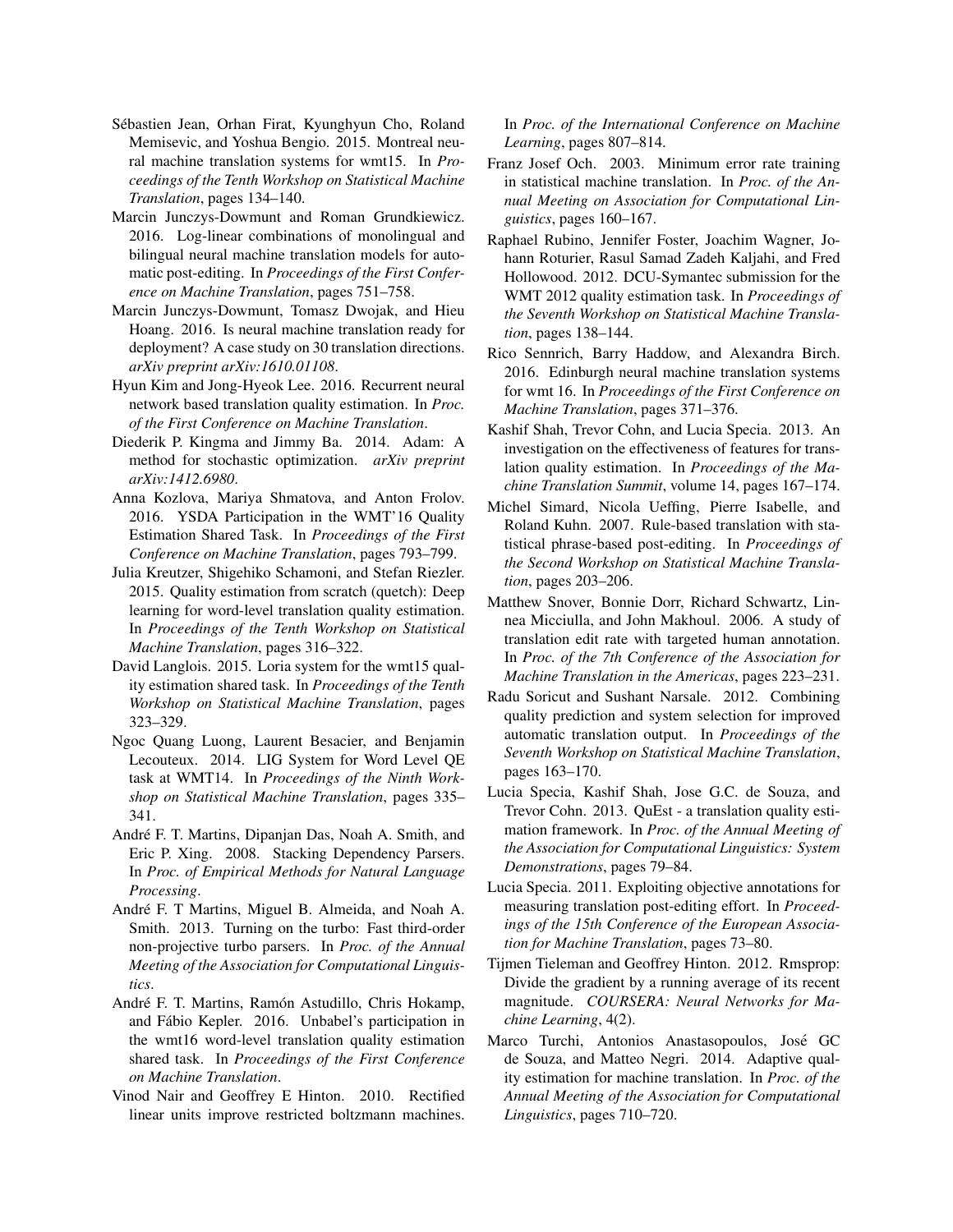Sébastien Jean, Orhan Firat, Kyunghyun Cho, Roland Memisevic, and Yoshua Bengio. 2015. Montreal neural machine translation systems for wmt15. In *Proceedings of the Tenth Workshop on Statistical Machine Translation*, pages 134–140.

Marcin Junczys-Dowmunt and Roman Grundkiewicz. 2016. Log-linear combinations of monolingual and bilingual neural machine translation models for automatic post-editing. In *Proceedings of the First Conference on Machine Translation*, pages 751–758.

Marcin Junczys-Dowmunt, Tomasz Dwojak, and Hieu Hoang. 2016. Is neural machine translation ready for deployment? A case study on 30 translation directions. *arXiv preprint arXiv:1610.01108*.

Hyun Kim and Jong-Hyeok Lee. 2016. Recurrent neural network based translation quality estimation. In *Proc. of the First Conference on Machine Translation*.

Diederik P. Kingma and Jimmy Ba. 2014. Adam: A method for stochastic optimization. *arXiv preprint arXiv:1412.6980*.

Anna Kozlova, Mariya Shmatova, and Anton Frolov. 2016. YSDA Participation in the WMT'16 Quality Estimation Shared Task. In *Proceedings of the First Conference on Machine Translation*, pages 793–799.

Julia Kreutzer, Shigehiko Schamoni, and Stefan Riezler. 2015. Quality estimation from scratch (quetch): Deep learning for word-level translation quality estimation. In *Proceedings of the Tenth Workshop on Statistical Machine Translation*, pages 316–322.

David Langlois. 2015. Loria system for the wmt15 quality estimation shared task. In *Proceedings of the Tenth Workshop on Statistical Machine Translation*, pages 323–329.

Ngoc Quang Luong, Laurent Besacier, and Benjamin Lecouteux. 2014. LIG System for Word Level QE task at WMT14. In *Proceedings of the Ninth Workshop on Statistical Machine Translation*, pages 335–341.

André F. T. Martins, Dipanjan Das, Noah A. Smith, and Eric P. Xing. 2008. Stacking Dependency Parsers. In *Proc. of Empirical Methods for Natural Language Processing*.

André F. T Martins, Miguel B. Almeida, and Noah A. Smith. 2013. Turning on the turbo: Fast third-order non-projective turbo parsers. In *Proc. of the Annual Meeting of the Association for Computational Linguistics*.

André F. T. Martins, Ramón Astudillo, Chris Hokamp, and Fábio Kepler. 2016. Unbabel's participation in the wmt16 word-level translation quality estimation shared task. In *Proceedings of the First Conference on Machine Translation*.

Vinod Nair and Geoffrey E Hinton. 2010. Rectified linear units improve restricted boltzmann machines. In *Proc. of the International Conference on Machine Learning*, pages 807–814.

Franz Josef Och. 2003. Minimum error rate training in statistical machine translation. In *Proc. of the Annual Meeting on Association for Computational Linguistics*, pages 160–167.

Raphael Rubino, Jennifer Foster, Joachim Wagner, Johann Roturier, Rasul Samad Zadeh Kaljahi, and Fred Hollowood. 2012. DCU-Symantec submission for the WMT 2012 quality estimation task. In *Proceedings of the Seventh Workshop on Statistical Machine Translation*, pages 138–144.

Rico Sennrich, Barry Haddow, and Alexandra Birch. 2016. Edinburgh neural machine translation systems for wmt 16. In *Proceedings of the First Conference on Machine Translation*, pages 371–376.

Kashif Shah, Trevor Cohn, and Lucia Specia. 2013. An investigation on the effectiveness of features for translation quality estimation. In *Proceedings of the Machine Translation Summit*, volume 14, pages 167–174.

Michel Simard, Nicola Ueffing, Pierre Isabelle, and Roland Kuhn. 2007. Rule-based translation with statistical phrase-based post-editing. In *Proceedings of the Second Workshop on Statistical Machine Translation*, pages 203–206.

Matthew Snover, Bonnie Dorr, Richard Schwartz, Linnea Micciulla, and John Makhoul. 2006. A study of translation edit rate with targeted human annotation. In *Proc. of the 7th Conference of the Association for Machine Translation in the Americas*, pages 223–231.

Radu Soricut and Sushant Narsale. 2012. Combining quality prediction and system selection for improved automatic translation output. In *Proceedings of the Seventh Workshop on Statistical Machine Translation*, pages 163–170.

Lucia Specia, Kashif Shah, Jose G.C. de Souza, and Trevor Cohn. 2013. QuEst - a translation quality estimation framework. In *Proc. of the Annual Meeting of the Association for Computational Linguistics: System Demonstrations*, pages 79–84.

Lucia Specia. 2011. Exploiting objective annotations for measuring translation post-editing effort. In *Proceedings of the 15th Conference of the European Association for Machine Translation*, pages 73–80.

Tijmen Tieleman and Geoffrey Hinton. 2012. Rmsprop: Divide the gradient by a running average of its recent magnitude. *COURSERA: Neural Networks for Machine Learning*, 4(2).

Marco Turchi, Antonios Anastasopoulos, José GC de Souza, and Matteo Negri. 2014. Adaptive quality estimation for machine translation. In *Proc. of the Annual Meeting of the Association for Computational Linguistics*, pages 710–720.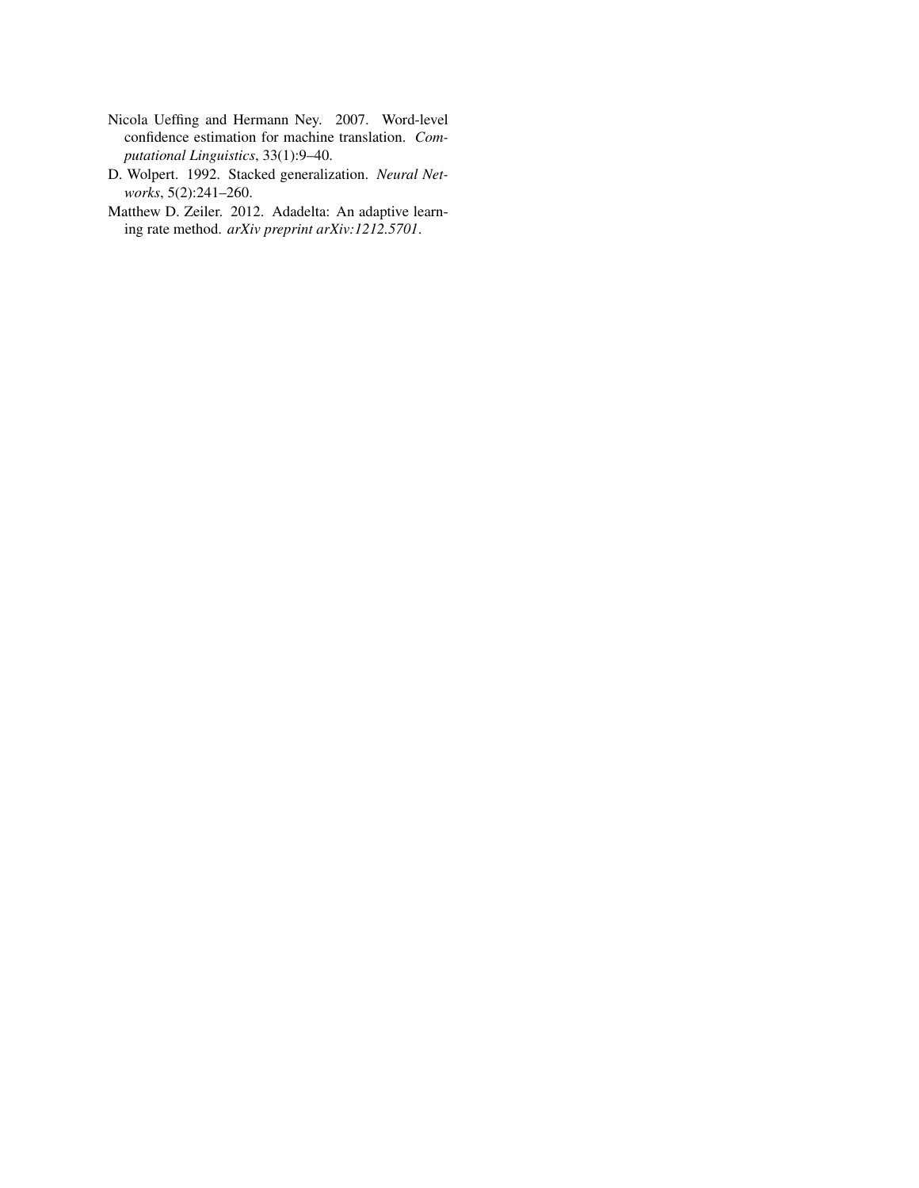Nicola Ueffing and Hermann Ney. 2007. Word-level confidence estimation for machine translation. *Computational Linguistics*, 33(1):9–40.

D. Wolpert. 1992. Stacked generalization. *Neural Networks*, 5(2):241–260.

Matthew D. Zeiler. 2012. Adadelta: An adaptive learning rate method. *arXiv preprint arXiv:1212.5701*.